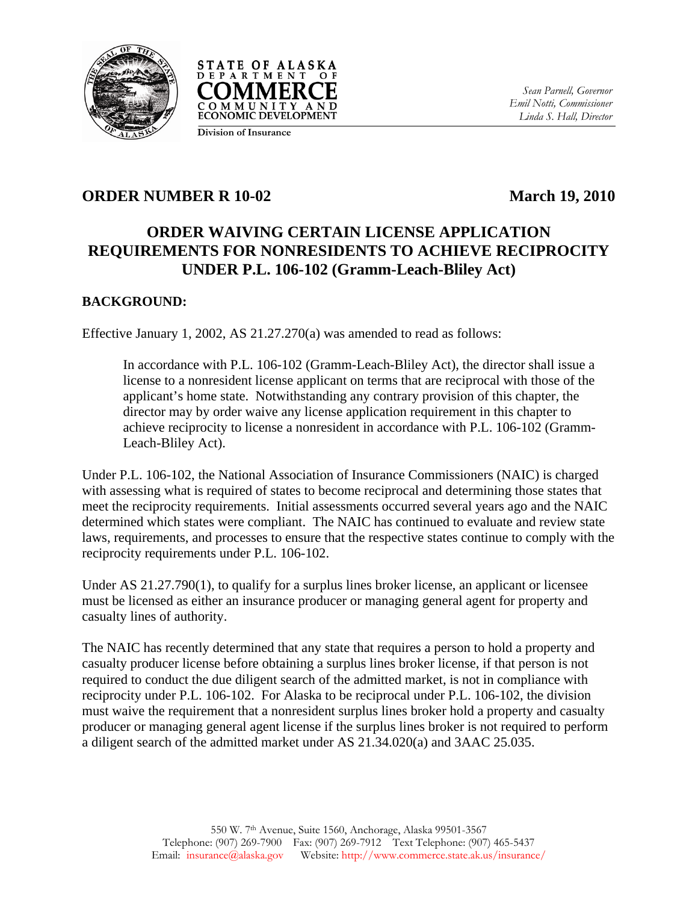STATE OF ALASKA
DEPARTMENT OF
COMMERCE
COMMUNITY AND
ECONOMIC DEVELOPMENT

Division of Insurance

*Sean Parnell, Governor*
*Emil Notti, Commissioner*
*Linda S. Hall, Director*

**ORDER NUMBER R 10-02** **March 19, 2010**

# ORDER WAIVING CERTAIN LICENSE APPLICATION REQUIREMENTS FOR NONRESIDENTS TO ACHIEVE RECIPROCITY UNDER P.L. 106-102 (Gramm-Leach-Bliley Act)

## BACKGROUND:

Effective January 1, 2002, AS 21.27.270(a) was amended to read as follows:

> In accordance with P.L. 106-102 (Gramm-Leach-Bliley Act), the director shall issue a license to a nonresident license applicant on terms that are reciprocal with those of the applicant's home state. Notwithstanding any contrary provision of this chapter, the director may by order waive any license application requirement in this chapter to achieve reciprocity to license a nonresident in accordance with P.L. 106-102 (Gramm-Leach-Bliley Act).

Under P.L. 106-102, the National Association of Insurance Commissioners (NAIC) is charged with assessing what is required of states to become reciprocal and determining those states that meet the reciprocity requirements. Initial assessments occurred several years ago and the NAIC determined which states were compliant. The NAIC has continued to evaluate and review state laws, requirements, and processes to ensure that the respective states continue to comply with the reciprocity requirements under P.L. 106-102.

Under AS 21.27.790(1), to qualify for a surplus lines broker license, an applicant or licensee must be licensed as either an insurance producer or managing general agent for property and casualty lines of authority.

The NAIC has recently determined that any state that requires a person to hold a property and casualty producer license before obtaining a surplus lines broker license, if that person is not required to conduct the due diligent search of the admitted market, is not in compliance with reciprocity under P.L. 106-102. For Alaska to be reciprocal under P.L. 106-102, the division must waive the requirement that a nonresident surplus lines broker hold a property and casualty producer or managing general agent license if the surplus lines broker is not required to perform a diligent search of the admitted market under AS 21.34.020(a) and 3AAC 25.035.

550 W. 7th Avenue, Suite 1560, Anchorage, Alaska 99501-3567
Telephone: (907) 269-7900 Fax: (907) 269-7912 Text Telephone: (907) 465-5437
Email: insurance@alaska.gov Website: http://www.commerce.state.ak.us/insurance/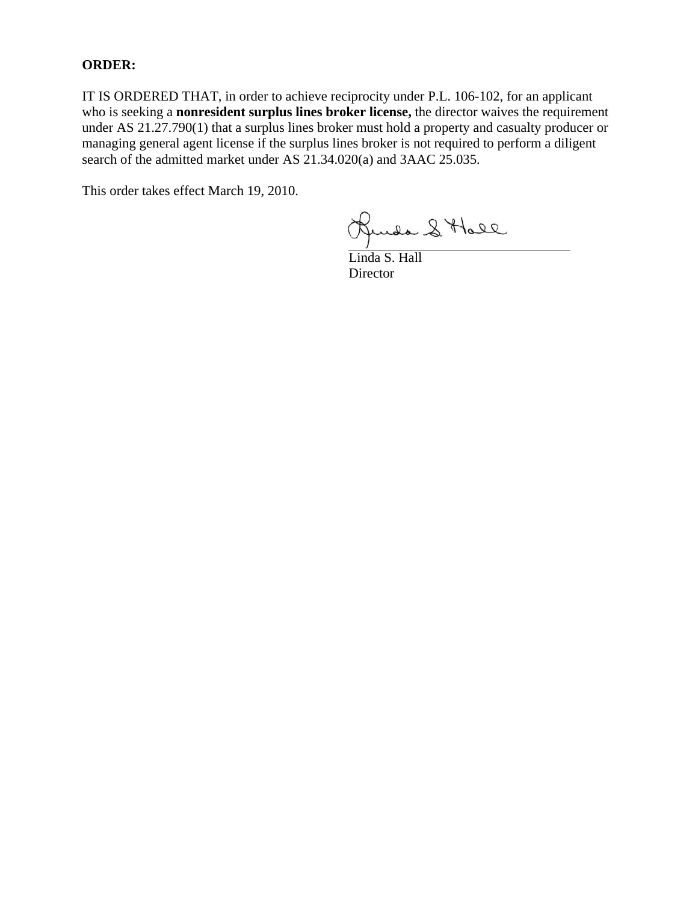**ORDER:**

IT IS ORDERED THAT, in order to achieve reciprocity under P.L. 106-102, for an applicant who is seeking a **nonresident surplus lines broker license,** the director waives the requirement under AS 21.27.790(1) that a surplus lines broker must hold a property and casualty producer or managing general agent license if the surplus lines broker is not required to perform a diligent search of the admitted market under AS 21.34.020(a) and 3AAC 25.035.

This order takes effect March 19, 2010.

Linda S. Hall
Director